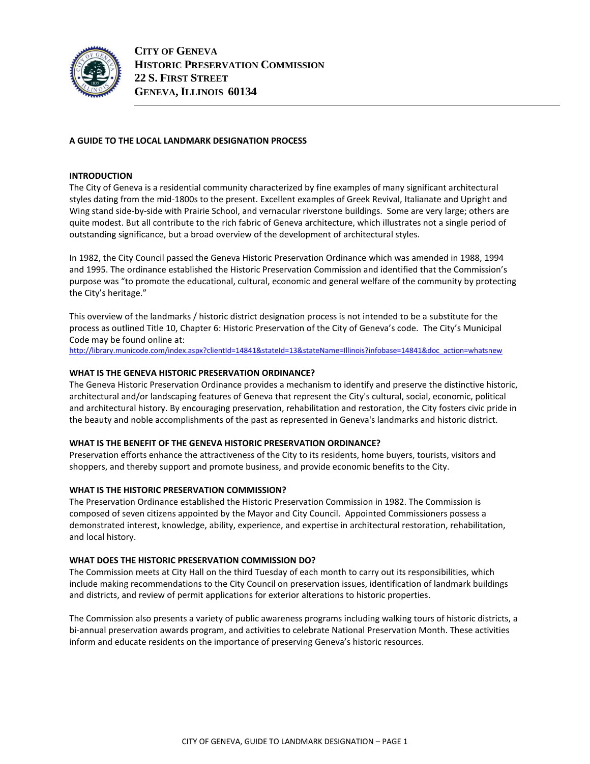**CITY OF GENEVA**
**HISTORIC PRESERVATION COMMISSION**
**22 S. FIRST STREET**
**GENEVA, ILLINOIS 60134**

# A GUIDE TO THE LOCAL LANDMARK DESIGNATION PROCESS

## INTRODUCTION

The City of Geneva is a residential community characterized by fine examples of many significant architectural styles dating from the mid-1800s to the present. Excellent examples of Greek Revival, Italianate and Upright and Wing stand side-by-side with Prairie School, and vernacular riverstone buildings. Some are very large; others are quite modest. But all contribute to the rich fabric of Geneva architecture, which illustrates not a single period of outstanding significance, but a broad overview of the development of architectural styles.

In 1982, the City Council passed the Geneva Historic Preservation Ordinance which was amended in 1988, 1994 and 1995. The ordinance established the Historic Preservation Commission and identified that the Commission's purpose was "to promote the educational, cultural, economic and general welfare of the community by protecting the City's heritage."

This overview of the landmarks / historic district designation process is not intended to be a substitute for the process as outlined Title 10, Chapter 6: Historic Preservation of the City of Geneva's code. The City's Municipal Code may be found online at:
http://library.municode.com/index.aspx?clientId=14841&stateId=13&stateName=Illinois?infobase=14841&doc_action=whatsnew

## WHAT IS THE GENEVA HISTORIC PRESERVATION ORDINANCE?

The Geneva Historic Preservation Ordinance provides a mechanism to identify and preserve the distinctive historic, architectural and/or landscaping features of Geneva that represent the City's cultural, social, economic, political and architectural history. By encouraging preservation, rehabilitation and restoration, the City fosters civic pride in the beauty and noble accomplishments of the past as represented in Geneva's landmarks and historic district.

## WHAT IS THE BENEFIT OF THE GENEVA HISTORIC PRESERVATION ORDINANCE?

Preservation efforts enhance the attractiveness of the City to its residents, home buyers, tourists, visitors and shoppers, and thereby support and promote business, and provide economic benefits to the City.

## WHAT IS THE HISTORIC PRESERVATION COMMISSION?

The Preservation Ordinance established the Historic Preservation Commission in 1982. The Commission is composed of seven citizens appointed by the Mayor and City Council. Appointed Commissioners possess a demonstrated interest, knowledge, ability, experience, and expertise in architectural restoration, rehabilitation, and local history.

## WHAT DOES THE HISTORIC PRESERVATION COMMISSION DO?

The Commission meets at City Hall on the third Tuesday of each month to carry out its responsibilities, which include making recommendations to the City Council on preservation issues, identification of landmark buildings and districts, and review of permit applications for exterior alterations to historic properties.

The Commission also presents a variety of public awareness programs including walking tours of historic districts, a bi-annual preservation awards program, and activities to celebrate National Preservation Month. These activities inform and educate residents on the importance of preserving Geneva's historic resources.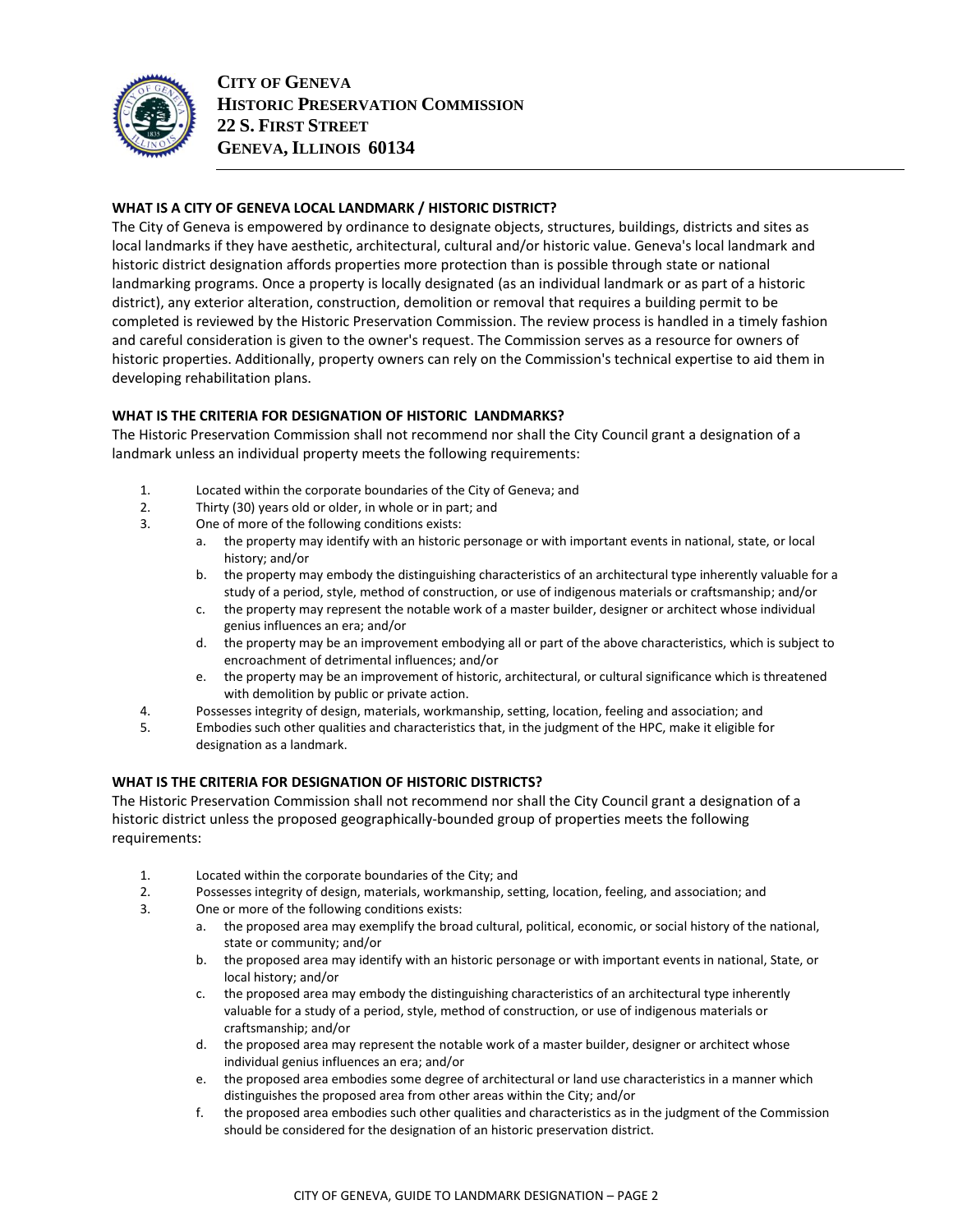**CITY OF GENEVA**
**HISTORIC PRESERVATION COMMISSION**
**22 S. FIRST STREET**
**GENEVA, ILLINOIS 60134**

## WHAT IS A CITY OF GENEVA LOCAL LANDMARK / HISTORIC DISTRICT?

The City of Geneva is empowered by ordinance to designate objects, structures, buildings, districts and sites as local landmarks if they have aesthetic, architectural, cultural and/or historic value. Geneva's local landmark and historic district designation affords properties more protection than is possible through state or national landmarking programs. Once a property is locally designated (as an individual landmark or as part of a historic district), any exterior alteration, construction, demolition or removal that requires a building permit to be completed is reviewed by the Historic Preservation Commission. The review process is handled in a timely fashion and careful consideration is given to the owner's request. The Commission serves as a resource for owners of historic properties. Additionally, property owners can rely on the Commission's technical expertise to aid them in developing rehabilitation plans.

## WHAT IS THE CRITERIA FOR DESIGNATION OF HISTORIC LANDMARKS?

The Historic Preservation Commission shall not recommend nor shall the City Council grant a designation of a landmark unless an individual property meets the following requirements:

1. Located within the corporate boundaries of the City of Geneva; and
2. Thirty (30) years old or older, in whole or in part; and
3. One of more of the following conditions exists:
   a. the property may identify with an historic personage or with important events in national, state, or local history; and/or
   b. the property may embody the distinguishing characteristics of an architectural type inherently valuable for a study of a period, style, method of construction, or use of indigenous materials or craftsmanship; and/or
   c. the property may represent the notable work of a master builder, designer or architect whose individual genius influences an era; and/or
   d. the property may be an improvement embodying all or part of the above characteristics, which is subject to encroachment of detrimental influences; and/or
   e. the property may be an improvement of historic, architectural, or cultural significance which is threatened with demolition by public or private action.
4. Possesses integrity of design, materials, workmanship, setting, location, feeling and association; and
5. Embodies such other qualities and characteristics that, in the judgment of the HPC, make it eligible for designation as a landmark.

## WHAT IS THE CRITERIA FOR DESIGNATION OF HISTORIC DISTRICTS?

The Historic Preservation Commission shall not recommend nor shall the City Council grant a designation of a historic district unless the proposed geographically-bounded group of properties meets the following requirements:

1. Located within the corporate boundaries of the City; and
2. Possesses integrity of design, materials, workmanship, setting, location, feeling, and association; and
3. One or more of the following conditions exists:
   a. the proposed area may exemplify the broad cultural, political, economic, or social history of the national, state or community; and/or
   b. the proposed area may identify with an historic personage or with important events in national, State, or local history; and/or
   c. the proposed area may embody the distinguishing characteristics of an architectural type inherently valuable for a study of a period, style, method of construction, or use of indigenous materials or craftsmanship; and/or
   d. the proposed area may represent the notable work of a master builder, designer or architect whose individual genius influences an era; and/or
   e. the proposed area embodies some degree of architectural or land use characteristics in a manner which distinguishes the proposed area from other areas within the City; and/or
   f. the proposed area embodies such other qualities and characteristics as in the judgment of the Commission should be considered for the designation of an historic preservation district.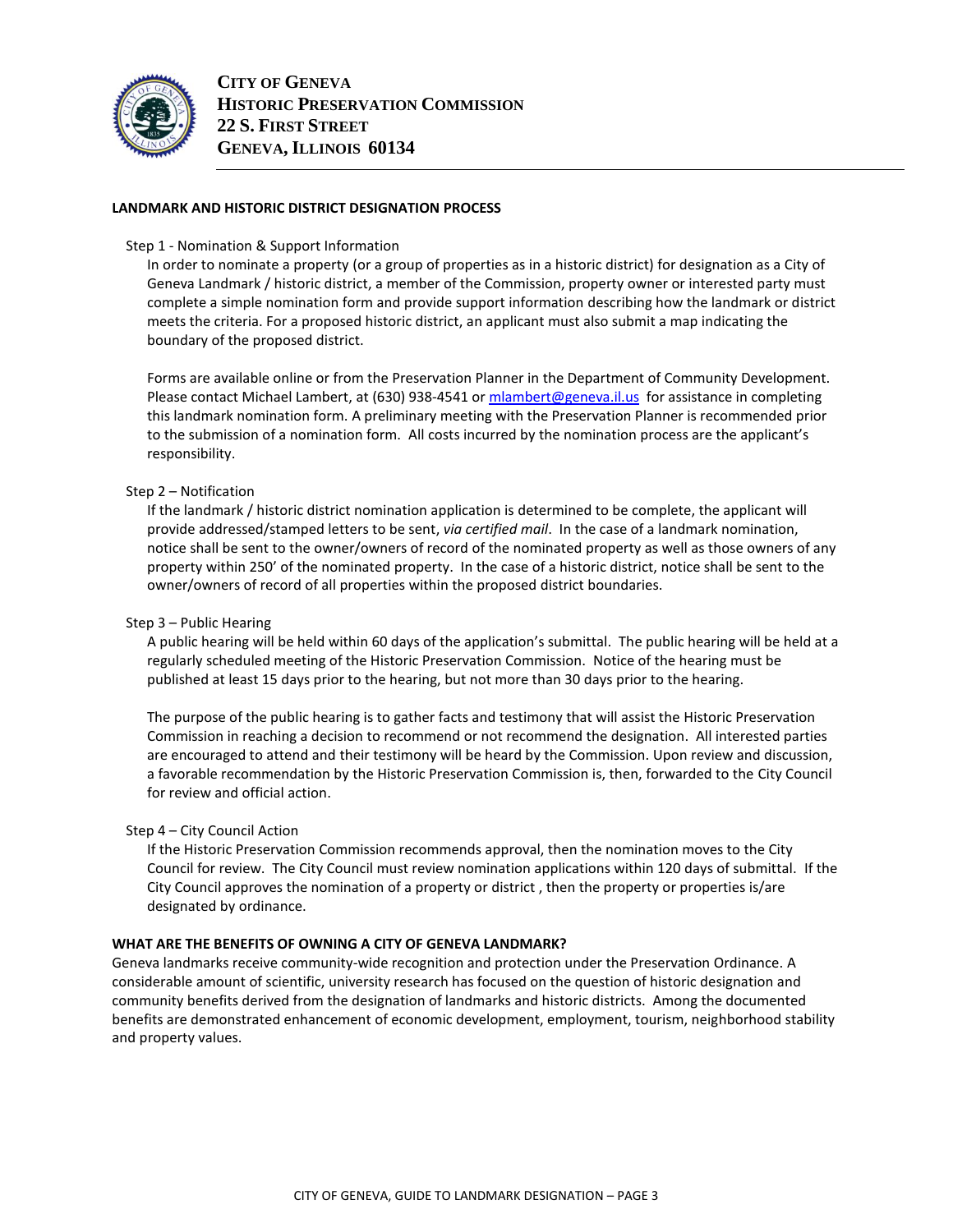**City of Geneva**
**Historic Preservation Commission**
**22 S. First Street**
**Geneva, Illinois 60134**

## LANDMARK AND HISTORIC DISTRICT DESIGNATION PROCESS

### Step 1 - Nomination & Support Information

In order to nominate a property (or a group of properties as in a historic district) for designation as a City of Geneva Landmark / historic district, a member of the Commission, property owner or interested party must complete a simple nomination form and provide support information describing how the landmark or district meets the criteria. For a proposed historic district, an applicant must also submit a map indicating the boundary of the proposed district.

Forms are available online or from the Preservation Planner in the Department of Community Development. Please contact Michael Lambert, at (630) 938-4541 or mlambert@geneva.il.us for assistance in completing this landmark nomination form. A preliminary meeting with the Preservation Planner is recommended prior to the submission of a nomination form. All costs incurred by the nomination process are the applicant's responsibility.

### Step 2 – Notification

If the landmark / historic district nomination application is determined to be complete, the applicant will provide addressed/stamped letters to be sent, *via certified mail*. In the case of a landmark nomination, notice shall be sent to the owner/owners of record of the nominated property as well as those owners of any property within 250' of the nominated property. In the case of a historic district, notice shall be sent to the owner/owners of record of all properties within the proposed district boundaries.

### Step 3 – Public Hearing

A public hearing will be held within 60 days of the application's submittal. The public hearing will be held at a regularly scheduled meeting of the Historic Preservation Commission. Notice of the hearing must be published at least 15 days prior to the hearing, but not more than 30 days prior to the hearing.

The purpose of the public hearing is to gather facts and testimony that will assist the Historic Preservation Commission in reaching a decision to recommend or not recommend the designation. All interested parties are encouraged to attend and their testimony will be heard by the Commission. Upon review and discussion, a favorable recommendation by the Historic Preservation Commission is, then, forwarded to the City Council for review and official action.

### Step 4 – City Council Action

If the Historic Preservation Commission recommends approval, then the nomination moves to the City Council for review. The City Council must review nomination applications within 120 days of submittal. If the City Council approves the nomination of a property or district , then the property or properties is/are designated by ordinance.

## WHAT ARE THE BENEFITS OF OWNING A CITY OF GENEVA LANDMARK?

Geneva landmarks receive community-wide recognition and protection under the Preservation Ordinance. A considerable amount of scientific, university research has focused on the question of historic designation and community benefits derived from the designation of landmarks and historic districts. Among the documented benefits are demonstrated enhancement of economic development, employment, tourism, neighborhood stability and property values.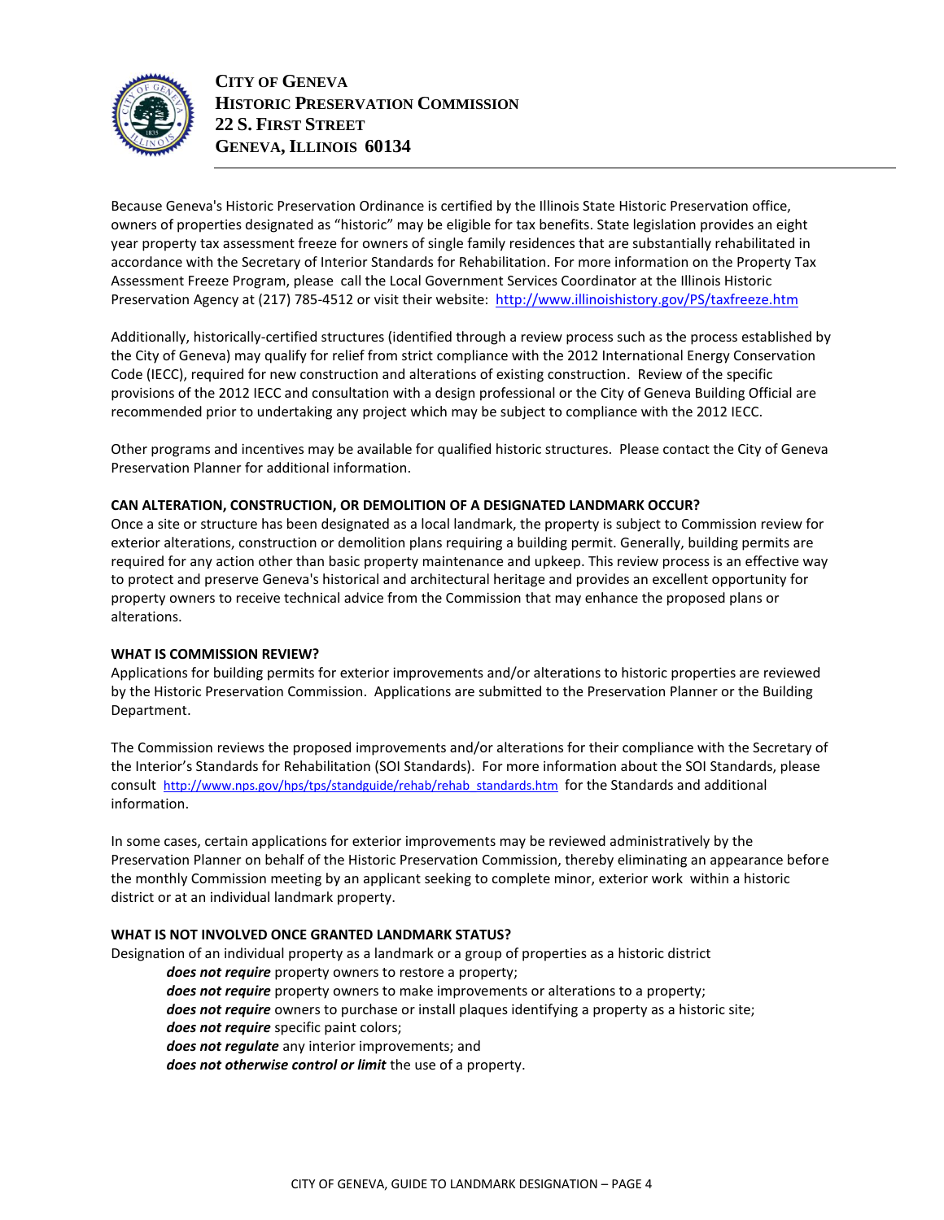Because Geneva's Historic Preservation Ordinance is certified by the Illinois State Historic Preservation office, owners of properties designated as "historic" may be eligible for tax benefits. State legislation provides an eight year property tax assessment freeze for owners of single family residences that are substantially rehabilitated in accordance with the Secretary of Interior Standards for Rehabilitation. For more information on the Property Tax Assessment Freeze Program, please call the Local Government Services Coordinator at the Illinois Historic Preservation Agency at (217) 785-4512 or visit their website: http://www.illinoishistory.gov/PS/taxfreeze.htm

Additionally, historically-certified structures (identified through a review process such as the process established by the City of Geneva) may qualify for relief from strict compliance with the 2012 International Energy Conservation Code (IECC), required for new construction and alterations of existing construction. Review of the specific provisions of the 2012 IECC and consultation with a design professional or the City of Geneva Building Official are recommended prior to undertaking any project which may be subject to compliance with the 2012 IECC.

Other programs and incentives may be available for qualified historic structures. Please contact the City of Geneva Preservation Planner for additional information.

**CAN ALTERATION, CONSTRUCTION, OR DEMOLITION OF A DESIGNATED LANDMARK OCCUR?**

Once a site or structure has been designated as a local landmark, the property is subject to Commission review for exterior alterations, construction or demolition plans requiring a building permit. Generally, building permits are required for any action other than basic property maintenance and upkeep. This review process is an effective way to protect and preserve Geneva's historical and architectural heritage and provides an excellent opportunity for property owners to receive technical advice from the Commission that may enhance the proposed plans or alterations.

**WHAT IS COMMISSION REVIEW?**

Applications for building permits for exterior improvements and/or alterations to historic properties are reviewed by the Historic Preservation Commission. Applications are submitted to the Preservation Planner or the Building Department.

The Commission reviews the proposed improvements and/or alterations for their compliance with the Secretary of the Interior's Standards for Rehabilitation (SOI Standards). For more information about the SOI Standards, please consult http://www.nps.gov/hps/tps/standguide/rehab/rehab_standards.htm for the Standards and additional information.

In some cases, certain applications for exterior improvements may be reviewed administratively by the Preservation Planner on behalf of the Historic Preservation Commission, thereby eliminating an appearance before the monthly Commission meeting by an applicant seeking to complete minor, exterior work within a historic district or at an individual landmark property.

**WHAT IS NOT INVOLVED ONCE GRANTED LANDMARK STATUS?**

Designation of an individual property as a landmark or a group of properties as a historic district

- ***does not require*** property owners to restore a property;
- ***does not require*** property owners to make improvements or alterations to a property;
- ***does not require*** owners to purchase or install plaques identifying a property as a historic site;
- ***does not require*** specific paint colors;
- ***does not regulate*** any interior improvements; and
- ***does not otherwise control or limit*** the use of a property.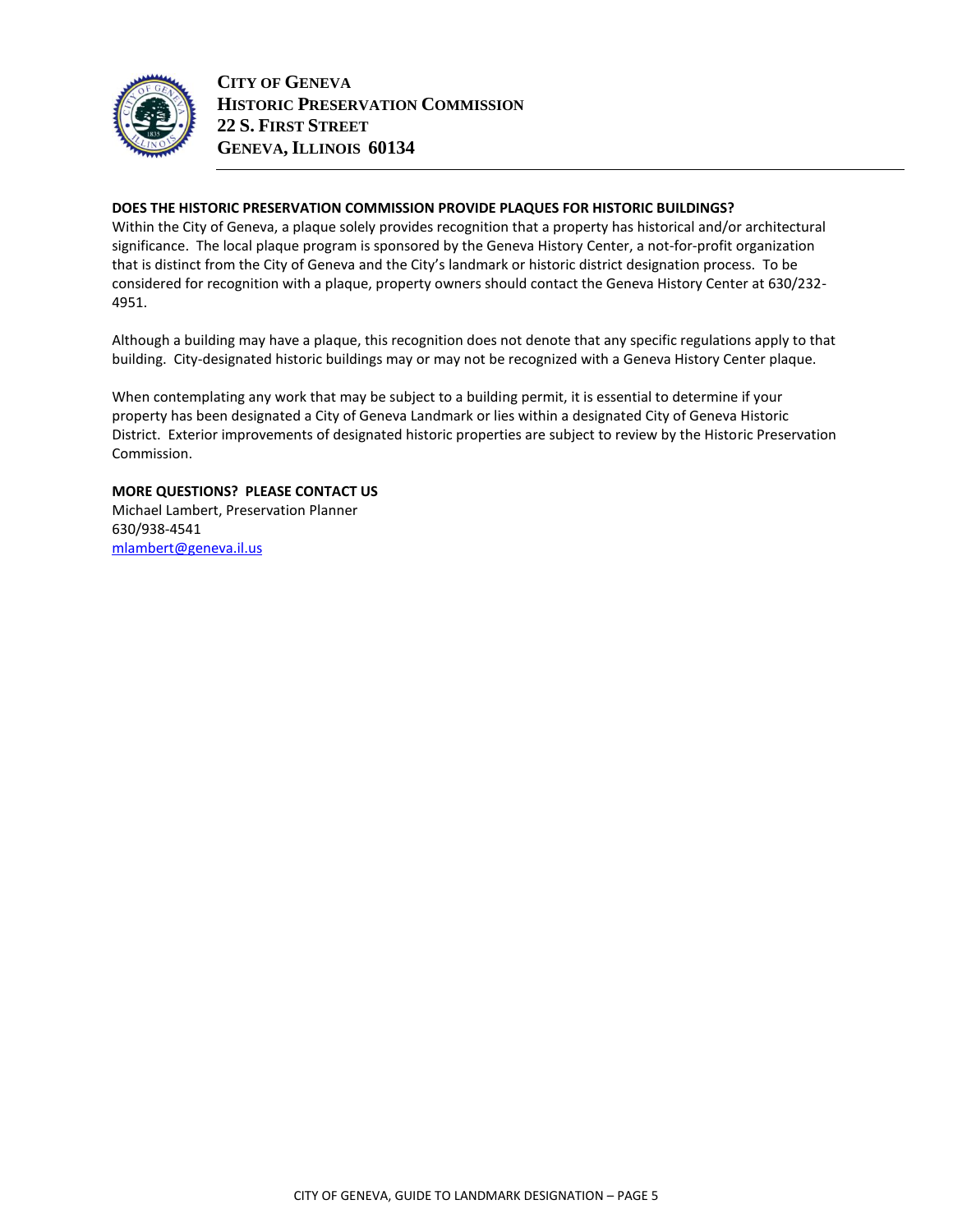**City of Geneva**
**Historic Preservation Commission**
**22 S. First Street**
**Geneva, Illinois 60134**

**DOES THE HISTORIC PRESERVATION COMMISSION PROVIDE PLAQUES FOR HISTORIC BUILDINGS?**

Within the City of Geneva, a plaque solely provides recognition that a property has historical and/or architectural significance. The local plaque program is sponsored by the Geneva History Center, a not-for-profit organization that is distinct from the City of Geneva and the City's landmark or historic district designation process. To be considered for recognition with a plaque, property owners should contact the Geneva History Center at 630/232-4951.

Although a building may have a plaque, this recognition does not denote that any specific regulations apply to that building. City-designated historic buildings may or may not be recognized with a Geneva History Center plaque.

When contemplating any work that may be subject to a building permit, it is essential to determine if your property has been designated a City of Geneva Landmark or lies within a designated City of Geneva Historic District. Exterior improvements of designated historic properties are subject to review by the Historic Preservation Commission.

**MORE QUESTIONS? PLEASE CONTACT US**

Michael Lambert, Preservation Planner
630/938-4541
mlambert@geneva.il.us